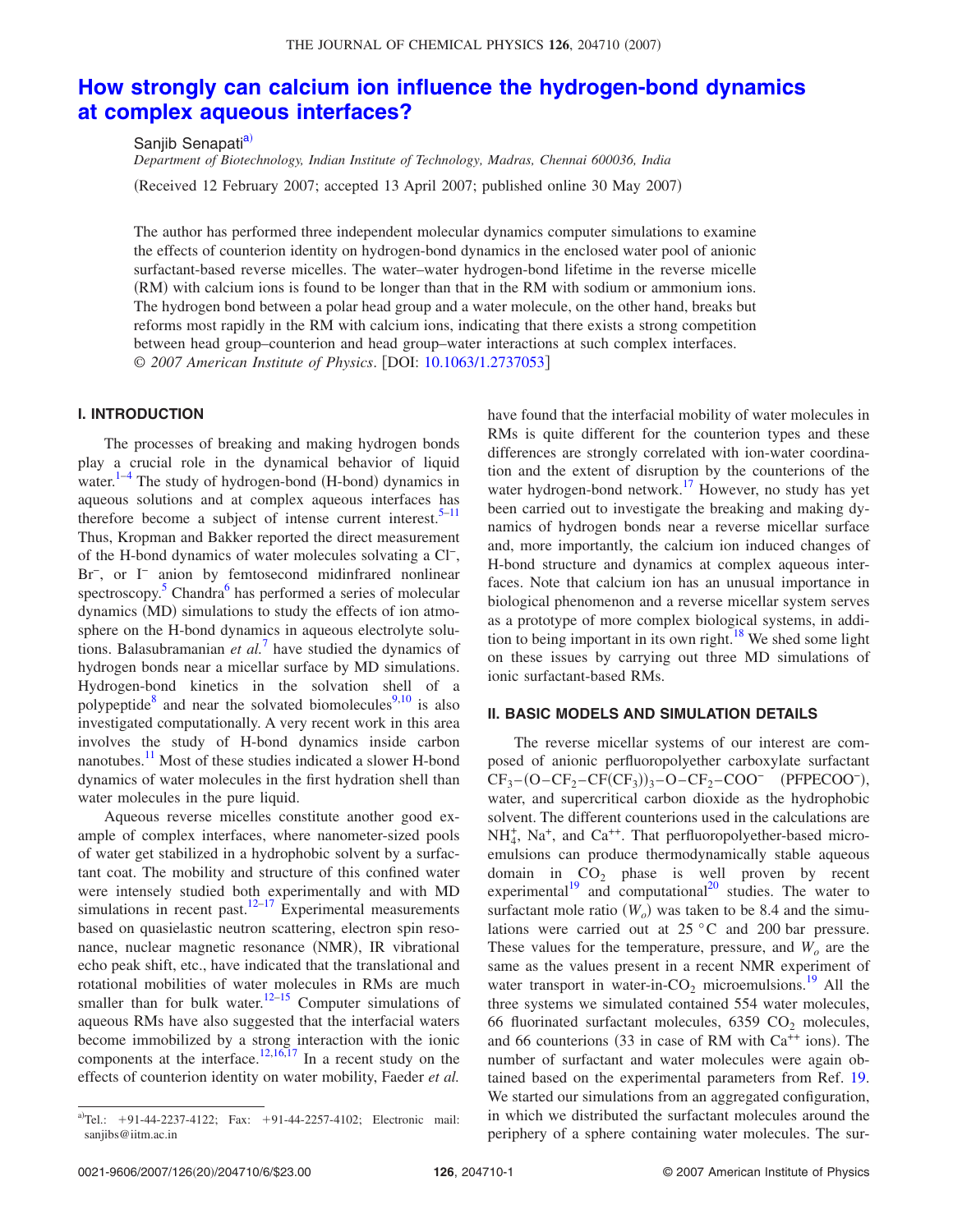# How strongly can calcium ion influence the hydrogen-bond dynamics at complex aqueous interfaces?

Sanjib Senapati[a)]

*Department of Biotechnology, Indian Institute of Technology, Madras, Chennai 600036, India*

(Received 12 February 2007; accepted 13 April 2007; published online 30 May 2007)

The author has performed three independent molecular dynamics computer simulations to examine the effects of counterion identity on hydrogen-bond dynamics in the enclosed water pool of anionic surfactant-based reverse micelles. The water–water hydrogen-bond lifetime in the reverse micelle (RM) with calcium ions is found to be longer than that in the RM with sodium or ammonium ions. The hydrogen bond between a polar head group and a water molecule, on the other hand, breaks but reforms most rapidly in the RM with calcium ions, indicating that there exists a strong competition between head group–counterion and head group–water interactions at such complex interfaces. © *2007 American Institute of Physics*. [DOI: 10.1063/1.2737053]

## I. INTRODUCTION

The processes of breaking and making hydrogen bonds play a crucial role in the dynamical behavior of liquid water.[1–4] The study of hydrogen-bond (H-bond) dynamics in aqueous solutions and at complex aqueous interfaces has therefore become a subject of intense current interest.[5–11] Thus, Kropman and Bakker reported the direct measurement of the H-bond dynamics of water molecules solvating a $Cl^-$, $Br^-$, or $I^-$ anion by femtosecond midinfrared nonlinear spectroscopy.[5] Chandra[6] has performed a series of molecular dynamics (MD) simulations to study the effects of ion atmosphere on the H-bond dynamics in aqueous electrolyte solutions. Balasubramanian *et al.*[7] have studied the dynamics of hydrogen bonds near a micellar surface by MD simulations. Hydrogen-bond kinetics in the solvation shell of a polypeptide[8] and near the solvated biomolecules[9,10] is also investigated computationally. A very recent work in this area involves the study of H-bond dynamics inside carbon nanotubes.[11] Most of these studies indicated a slower H-bond dynamics of water molecules in the first hydration shell than water molecules in the pure liquid.

Aqueous reverse micelles constitute another good example of complex interfaces, where nanometer-sized pools of water get stabilized in a hydrophobic solvent by a surfactant coat. The mobility and structure of this confined water were intensely studied both experimentally and with MD simulations in recent past.[12–17] Experimental measurements based on quasielastic neutron scattering, electron spin resonance, nuclear magnetic resonance (NMR), IR vibrational echo peak shift, etc., have indicated that the translational and rotational mobilities of water molecules in RMs are much smaller than for bulk water.[12–15] Computer simulations of aqueous RMs have also suggested that the interfacial waters become immobilized by a strong interaction with the ionic components at the interface.[12,16,17] In a recent study on the effects of counterion identity on water mobility, Faeder *et al.* have found that the interfacial mobility of water molecules in RMs is quite different for the counterion types and these differences are strongly correlated with ion-water coordination and the extent of disruption by the counterions of the water hydrogen-bond network.[17] However, no study has yet been carried out to investigate the breaking and making dynamics of hydrogen bonds near a reverse micellar surface and, more importantly, the calcium ion induced changes of H-bond structure and dynamics at complex aqueous interfaces. Note that calcium ion has an unusual importance in biological phenomenon and a reverse micellar system serves as a prototype of more complex biological systems, in addition to being important in its own right.[18] We shed some light on these issues by carrying out three MD simulations of ionic surfactant-based RMs.

## II. BASIC MODELS AND SIMULATION DETAILS

The reverse micellar systems of our interest are composed of anionic perfluoropolyether carboxylate surfactant $CF_3-(O-CF_2-CF(CF_3))_3-O-CF_2-COO^-$ ($PFPECOO^-$), water, and supercritical carbon dioxide as the hydrophobic solvent. The different counterions used in the calculations are $NH_4^+$, $Na^+$, and $Ca^{++}$. That perfluoropolyether-based microemulsions can produce thermodynamically stable aqueous domain in $CO_2$ phase is well proven by recent experimental[19] and computational[20] studies. The water to surfactant mole ratio ($W_o$) was taken to be 8.4 and the simulations were carried out at 25 °C and 200 bar pressure. These values for the temperature, pressure, and $W_o$ are the same as the values present in a recent NMR experiment of water transport in water-in-$CO_2$ microemulsions.[19] All the three systems we simulated contained 554 water molecules, 66 fluorinated surfactant molecules, 6359 $CO_2$ molecules, and 66 counterions (33 in case of RM with $Ca^{++}$ ions). The number of surfactant and water molecules were again obtained based on the experimental parameters from Ref. 19. We started our simulations from an aggregated configuration, in which we distributed the surfactant molecules around the periphery of a sphere containing water molecules. The sur-

---

[a)]Tel.: +91-44-2237-4122; Fax: +91-44-2257-4102; Electronic mail: sanjibs@iitm.ac.in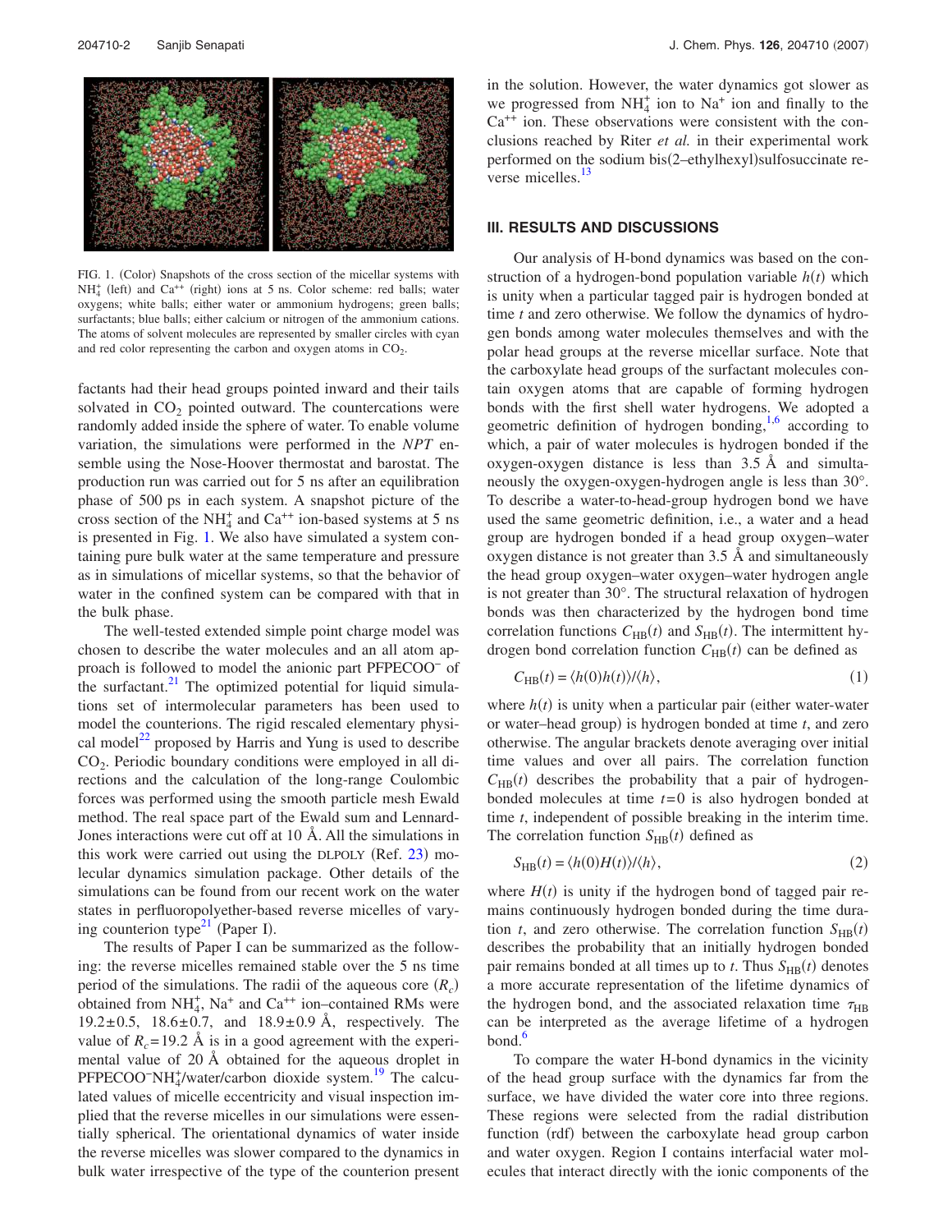FIG. 1. (Color) Snapshots of the cross section of the micellar systems with $NH_4^+$ (left) and $Ca^{++}$ (right) ions at 5 ns. Color scheme: red balls; water oxygens; white balls; either water or ammonium hydrogens; green balls; surfactants; blue balls; either calcium or nitrogen of the ammonium cations. The atoms of solvent molecules are represented by smaller circles with cyan and red color representing the carbon and oxygen atoms in $CO_2$.

factants had their head groups pointed inward and their tails solvated in $CO_2$ pointed outward. The countercations were randomly added inside the sphere of water. To enable volume variation, the simulations were performed in the *NPT* ensemble using the Nose-Hoover thermostat and barostat. The production run was carried out for 5 ns after an equilibration phase of 500 ps in each system. A snapshot picture of the cross section of the $NH_4^+$ and $Ca^{++}$ ion-based systems at 5 ns is presented in Fig. 1. We also have simulated a system containing pure bulk water at the same temperature and pressure as in simulations of micellar systems, so that the behavior of water in the confined system can be compared with that in the bulk phase.

The well-tested extended simple point charge model was chosen to describe the water molecules and an all atom approach is followed to model the anionic part $PFPECOO^-$ of the surfactant.[21] The optimized potential for liquid simulations set of intermolecular parameters has been used to model the counterions. The rigid rescaled elementary physical model[22] proposed by Harris and Yung is used to describe $CO_2$. Periodic boundary conditions were employed in all directions and the calculation of the long-range Coulombic forces was performed using the smooth particle mesh Ewald method. The real space part of the Ewald sum and Lennard-Jones interactions were cut off at 10 Å. All the simulations in this work were carried out using the DLPOLY (Ref. 23) molecular dynamics simulation package. Other details of the simulations can be found from our recent work on the water states in perfluoropolyether-based reverse micelles of varying counterion type[21] (Paper I).

The results of Paper I can be summarized as the following: the reverse micelles remained stable over the 5 ns time period of the simulations. The radii of the aqueous core ($R_c$) obtained from $NH_4^+$, $Na^+$ and $Ca^{++}$ ion–contained RMs were $19.2\pm0.5$, $18.6\pm0.7$, and $18.9\pm0.9$ Å, respectively. The value of $R_c=19.2$ Å is in a good agreement with the experimental value of 20 Å obtained for the aqueous droplet in $PFPECOO^-NH_4^+$/water/carbon dioxide system.[19] The calculated values of micelle eccentricity and visual inspection implied that the reverse micelles in our simulations were essentially spherical. The orientational dynamics of water inside the reverse micelles was slower compared to the dynamics in bulk water irrespective of the type of the counterion present in the solution. However, the water dynamics got slower as we progressed from $NH_4^+$ ion to $Na^+$ ion and finally to the $Ca^{++}$ ion. These observations were consistent with the conclusions reached by Riter *et al.* in their experimental work performed on the sodium bis(2–ethylhexyl)sulfosuccinate reverse micelles.[13]

## III. RESULTS AND DISCUSSIONS

Our analysis of H-bond dynamics was based on the construction of a hydrogen-bond population variable $h(t)$ which is unity when a particular tagged pair is hydrogen bonded at time $t$ and zero otherwise. We follow the dynamics of hydrogen bonds among water molecules themselves and with the polar head groups at the reverse micellar surface. Note that the carboxylate head groups of the surfactant molecules contain oxygen atoms that are capable of forming hydrogen bonds with the first shell water hydrogens. We adopted a geometric definition of hydrogen bonding,[1,6] according to which, a pair of water molecules is hydrogen bonded if the oxygen-oxygen distance is less than 3.5 Å and simultaneously the oxygen-oxygen-hydrogen angle is less than 30°. To describe a water-to-head-group hydrogen bond we have used the same geometric definition, i.e., a water and a head group are hydrogen bonded if a head group oxygen–water oxygen distance is not greater than 3.5 Å and simultaneously the head group oxygen–water oxygen–water hydrogen angle is not greater than 30°. The structural relaxation of hydrogen bonds was then characterized by the hydrogen bond time correlation functions $C_{HB}(t)$ and $S_{HB}(t)$. The intermittent hydrogen bond correlation function $C_{HB}(t)$ can be defined as

$$C_{HB}(t) = \langle h(0)h(t)\rangle / \langle h\rangle, \tag{1}$$

where $h(t)$ is unity when a particular pair (either water-water or water–head group) is hydrogen bonded at time $t$, and zero otherwise. The angular brackets denote averaging over initial time values and over all pairs. The correlation function $C_{HB}(t)$ describes the probability that a pair of hydrogen-bonded molecules at time $t=0$ is also hydrogen bonded at time $t$, independent of possible breaking in the interim time. The correlation function $S_{HB}(t)$ defined as

$$S_{HB}(t) = \langle h(0)H(t)\rangle / \langle h\rangle, \tag{2}$$

where $H(t)$ is unity if the hydrogen bond of tagged pair remains continuously hydrogen bonded during the time duration $t$, and zero otherwise. The correlation function $S_{HB}(t)$ describes the probability that an initially hydrogen bonded pair remains bonded at all times up to $t$. Thus $S_{HB}(t)$ denotes a more accurate representation of the lifetime dynamics of the hydrogen bond, and the associated relaxation time $\tau_{HB}$ can be interpreted as the average lifetime of a hydrogen bond.[6]

To compare the water H-bond dynamics in the vicinity of the head group surface with the dynamics far from the surface, we have divided the water core into three regions. These regions were selected from the radial distribution function (rdf) between the carboxylate head group carbon and water oxygen. Region I contains interfacial water molecules that interact directly with the ionic components of the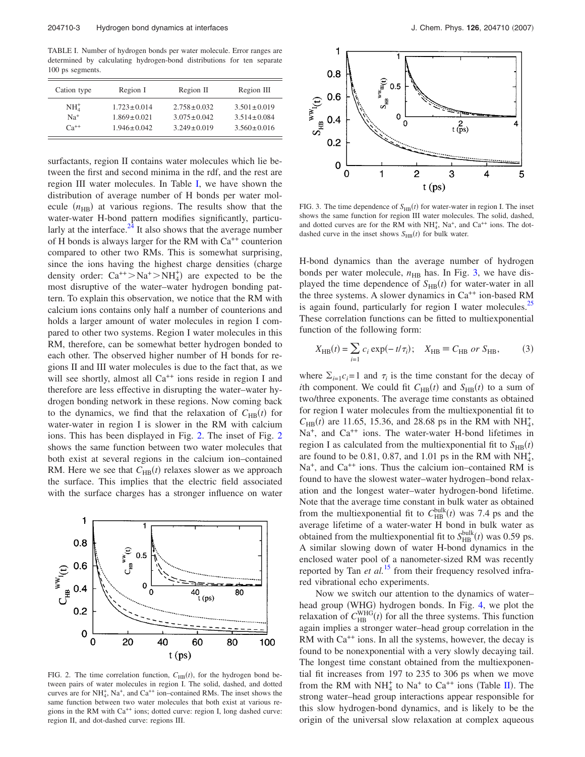TABLE I. Number of hydrogen bonds per water molecule. Error ranges are determined by calculating hydrogen-bond distributions for ten separate 100 ps segments.

| Cation type | Region I | Region II | Region III |
|---|---|---|---|
| $NH_4^+$ | $1.723 \pm 0.014$ | $2.758 \pm 0.032$ | $3.501 \pm 0.019$ |
| $Na^+$ | $1.869 \pm 0.021$ | $3.075 \pm 0.042$ | $3.514 \pm 0.084$ |
| $Ca^{++}$ | $1.946 \pm 0.042$ | $3.249 \pm 0.019$ | $3.560 \pm 0.016$ |

surfactants, region II contains water molecules which lie between the first and second minima in the rdf, and the rest are region III water molecules. In Table I, we have shown the distribution of average number of H bonds per water molecule ($n_{\mathrm{HB}}$) at various regions. The results show that the water-water H-bond pattern modifies significantly, particularly at the interface.[24] It also shows that the average number of H bonds is always larger for the RM with $Ca^{++}$ counterion compared to other two RMs. This is somewhat surprising, since the ions having the highest charge densities (charge density order: $Ca^{++} > Na^{+} > NH_4^+$) are expected to be the most disruptive of the water–water hydrogen bonding pattern. To explain this observation, we notice that the RM with calcium ions contains only half a number of counterions and holds a larger amount of water molecules in region I compared to other two systems. Region I water molecules in this RM, therefore, can be somewhat better hydrogen bonded to each other. The observed higher number of H bonds for regions II and III water molecules is due to the fact that, as we will see shortly, almost all $Ca^{++}$ ions reside in region I and therefore are less effective in disrupting the water–water hydrogen bonding network in these regions. Now coming back to the dynamics, we find that the relaxation of $C_{\mathrm{HB}}(t)$ for water-water in region I is slower in the RM with calcium ions. This has been displayed in Fig. 2. The inset of Fig. 2 shows the same function between two water molecules that both exist at several regions in the calcium ion–contained RM. Here we see that $C_{\mathrm{HB}}(t)$ relaxes slower as we approach the surface. This implies that the electric field associated with the surface charges has a stronger influence on water H-bond dynamics than the average number of hydrogen bonds per water molecule, $n_{\mathrm{HB}}$ has. In Fig. 3, we have displayed the time dependence of $S_{\mathrm{HB}}(t)$ for water-water in all the three systems. A slower dynamics in $Ca^{++}$ ion-based RM is again found, particularly for region I water molecules.[25] These correlation functions can be fitted to multiexponential function of the following form:

$$X_{\mathrm{HB}}(t) = \sum_{i=1} c_i \exp(-t/\tau_i); \quad X_{\mathrm{HB}} \equiv C_{\mathrm{HB}} \text{ or } S_{\mathrm{HB}}, \tag{3}$$

where $\Sigma_{i=1} c_i = 1$ and $\tau_i$ is the time constant for the decay of $i$th component. We could fit $C_{\mathrm{HB}}(t)$ and $S_{\mathrm{HB}}(t)$ to a sum of two/three exponents. The average time constants as obtained for region I water molecules from the multiexponential fit to $C_{\mathrm{HB}}(t)$ are 11.65, 15.36, and 28.68 ps in the RM with $NH_4^+$, $Na^+$, and $Ca^{++}$ ions. The water-water H-bond lifetimes in region I as calculated from the multiexponential fit to $S_{\mathrm{HB}}(t)$ are found to be 0.81, 0.87, and 1.01 ps in the RM with $NH_4^+$, $Na^+$, and $Ca^{++}$ ions. Thus the calcium ion–contained RM is found to have the slowest water–water hydrogen–bond relaxation and the longest water–water hydrogen-bond lifetime. Note that the average time constant in bulk water as obtained from the multiexponential fit to $C_{\mathrm{HB}}^{\mathrm{bulk}}(t)$ was 7.4 ps and the average lifetime of a water-water H bond in bulk water as obtained from the multiexponential fit to $S_{\mathrm{HB}}^{\mathrm{bulk}}(t)$ was 0.59 ps. A similar slowing down of water H-bond dynamics in the enclosed water pool of a nanometer-sized RM was recently reported by Tan *et al.*[15] from their frequency resolved infrared vibrational echo experiments.

FIG. 2. The time correlation function, $C_{\mathrm{HB}}(t)$, for the hydrogen bond between pairs of water molecules in region I. The solid, dashed, and dotted curves are for $NH_4^+$, $Na^+$, and $Ca^{++}$ ion–contained RMs. The inset shows the same function between two water molecules that both exist at various regions in the RM with $Ca^{++}$ ions; dotted curve: region I, long dashed curve: region II, and dot-dashed curve: regions III.

FIG. 3. The time dependence of $S_{\mathrm{HB}}(t)$ for water-water in region I. The inset shows the same function for region III water molecules. The solid, dashed, and dotted curves are for the RM with $NH_4^+$, $Na^+$, and $Ca^{++}$ ions. The dot-dashed curve in the inset shows $S_{\mathrm{HB}}(t)$ for bulk water.

Now we switch our attention to the dynamics of water–head group (WHG) hydrogen bonds. In Fig. 4, we plot the relaxation of $C_{\mathrm{HB}}^{\mathrm{WHG}}(t)$ for all the three systems. This function again implies a stronger water–head group correlation in the RM with $Ca^{++}$ ions. In all the systems, however, the decay is found to be nonexponential with a very slowly decaying tail. The longest time constant obtained from the multiexponential fit increases from 197 to 235 to 306 ps when we move from the RM with $NH_4^+$ to $Na^+$ to $Ca^{++}$ ions (Table II). The strong water–head group interactions appear responsible for this slow hydrogen-bond dynamics, and is likely to be the origin of the universal slow relaxation at complex aqueous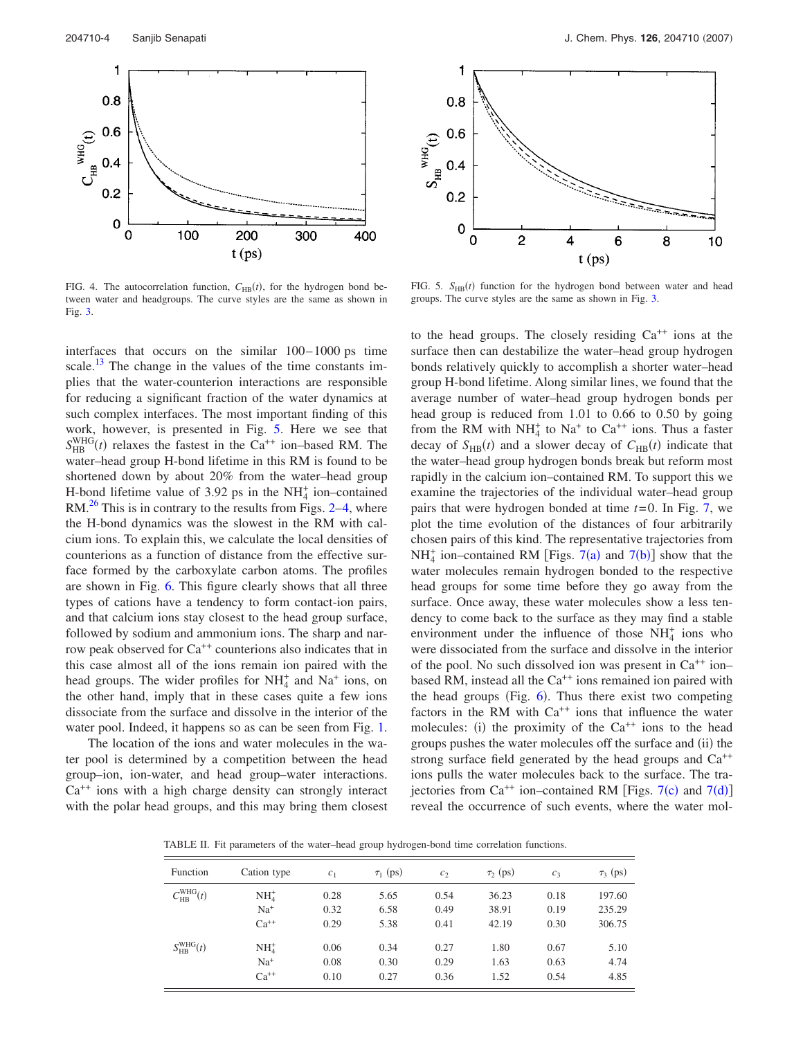FIG. 4. The autocorrelation function, $C_{HB}(t)$, for the hydrogen bond between water and headgroups. The curve styles are the same as shown in Fig. 3.

FIG. 5. $S_{HB}(t)$ function for the hydrogen bond between water and head groups. The curve styles are the same as shown in Fig. 3.

interfaces that occurs on the similar 100–1000 ps time scale.[13] The change in the values of the time constants implies that the water-counterion interactions are responsible for reducing a significant fraction of the water dynamics at such complex interfaces. The most important finding of this work, however, is presented in Fig. 5. Here we see that $S_{HB}^{WHG}(t)$ relaxes the fastest in the $Ca^{++}$ ion–based RM. The water–head group H-bond lifetime in this RM is found to be shortened down by about 20% from the water–head group H-bond lifetime value of 3.92 ps in the $NH_4^+$ ion–contained RM.[26] This is in contrary to the results from Figs. 2–4, where the H-bond dynamics was the slowest in the RM with calcium ions. To explain this, we calculate the local densities of counterions as a function of distance from the effective surface formed by the carboxylate carbon atoms. The profiles are shown in Fig. 6. This figure clearly shows that all three types of cations have a tendency to form contact-ion pairs, and that calcium ions stay closest to the head group surface, followed by sodium and ammonium ions. The sharp and narrow peak observed for $Ca^{++}$ counterions also indicates that in this case almost all of the ions remain ion paired with the head groups. The wider profiles for $NH_4^+$ and $Na^+$ ions, on the other hand, imply that in these cases quite a few ions dissociate from the surface and dissolve in the interior of the water pool. Indeed, it happens so as can be seen from Fig. 1.

The location of the ions and water molecules in the water pool is determined by a competition between the head group–ion, ion-water, and head group–water interactions. $Ca^{++}$ ions with a high charge density can strongly interact with the polar head groups, and this may bring them closest to the head groups. The closely residing $Ca^{++}$ ions at the surface then can destabilize the water–head group hydrogen bonds relatively quickly to accomplish a shorter water–head group H-bond lifetime. Along similar lines, we found that the average number of water–head group hydrogen bonds per head group is reduced from 1.01 to 0.66 to 0.50 by going from the RM with $NH_4^+$ to $Na^+$ to $Ca^{++}$ ions. Thus a faster decay of $S_{HB}(t)$ and a slower decay of $C_{HB}(t)$ indicate that the water–head group hydrogen bonds break but reform most rapidly in the calcium ion–contained RM. To support this we examine the trajectories of the individual water–head group pairs that were hydrogen bonded at time $t=0$. In Fig. 7, we plot the time evolution of the distances of four arbitrarily chosen pairs of this kind. The representative trajectories from $NH_4^+$ ion–contained RM [Figs. 7(a) and 7(b)] show that the water molecules remain hydrogen bonded to the respective head groups for some time before they go away from the surface. Once away, these water molecules show a less tendency to come back to the surface as they may find a stable environment under the influence of those $NH_4^+$ ions who were dissociated from the surface and dissolve in the interior of the pool. No such dissolved ion was present in $Ca^{++}$ ion–based RM, instead all the $Ca^{++}$ ions remained ion paired with the head groups (Fig. 6). Thus there exist two competing factors in the RM with $Ca^{++}$ ions that influence the water molecules: (i) the proximity of the $Ca^{++}$ ions to the head groups pushes the water molecules off the surface and (ii) the strong surface field generated by the head groups and $Ca^{++}$ ions pulls the water molecules back to the surface. The trajectories from $Ca^{++}$ ion–contained RM [Figs. 7(c) and 7(d)] reveal the occurrence of such events, where the water mol-

TABLE II. Fit parameters of the water–head group hydrogen-bond time correlation functions.

| Function | Cation type | $c_1$ | $\tau_1$ (ps) | $c_2$ | $\tau_2$ (ps) | $c_3$ | $\tau_3$ (ps) |
|---|---|---|---|---|---|---|---|
| $C_{HB}^{WHG}(t)$ | $NH_4^+$ | 0.28 | 5.65 | 0.54 | 36.23 | 0.18 | 197.60 |
| | $Na^+$ | 0.32 | 6.58 | 0.49 | 38.91 | 0.19 | 235.29 |
| | $Ca^{++}$ | 0.29 | 5.38 | 0.41 | 42.19 | 0.30 | 306.75 |
| $S_{HB}^{WHG}(t)$ | $NH_4^+$ | 0.06 | 0.34 | 0.27 | 1.80 | 0.67 | 5.10 |
| | $Na^+$ | 0.08 | 0.30 | 0.29 | 1.63 | 0.63 | 4.74 |
| | $Ca^{++}$ | 0.10 | 0.27 | 0.36 | 1.52 | 0.54 | 4.85 |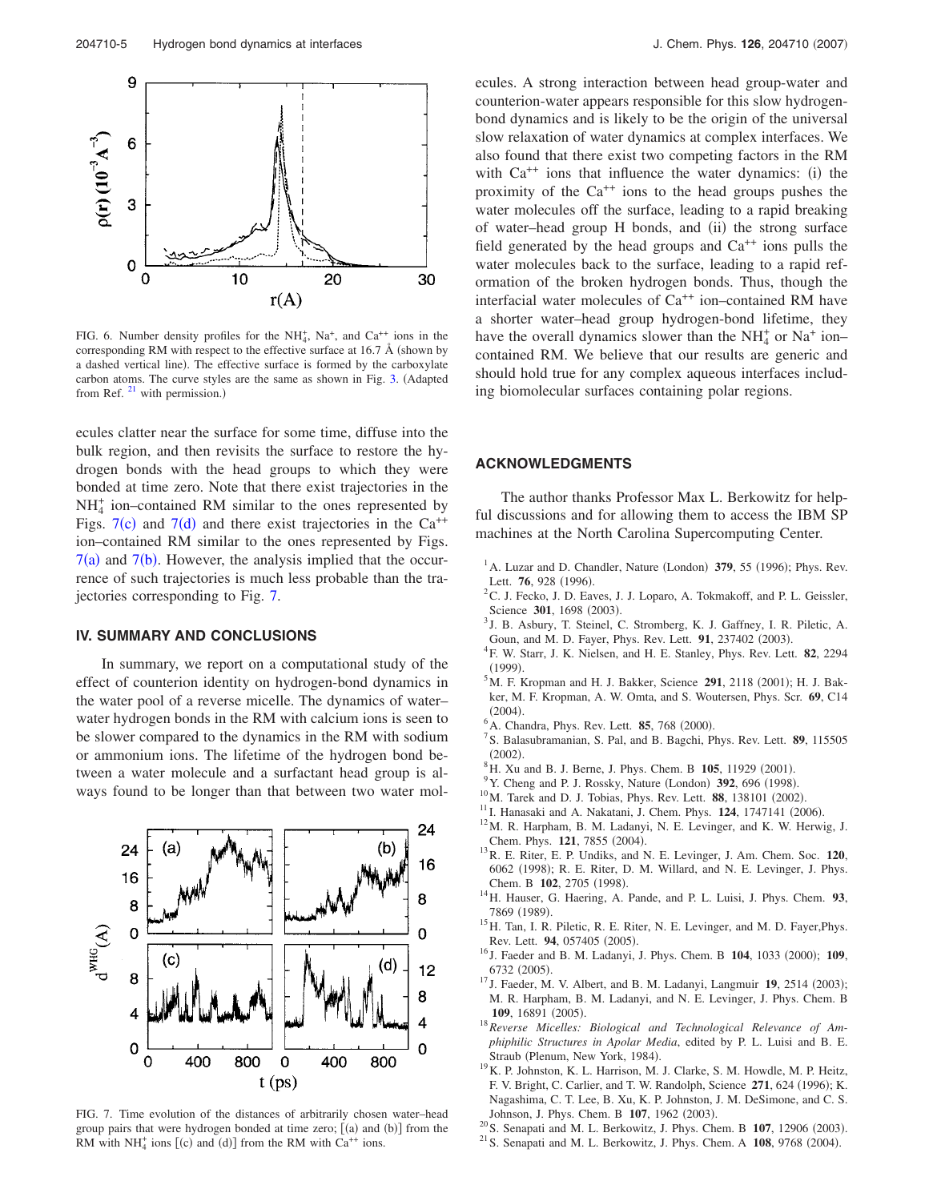FIG. 6. Number density profiles for the $NH_4^+$, $Na^+$, and $Ca^{++}$ ions in the corresponding RM with respect to the effective surface at 16.7 Å (shown by a dashed vertical line). The effective surface is formed by the carboxylate carbon atoms. The curve styles are the same as shown in Fig. 3. (Adapted from Ref. [21] with permission.)

ecules clatter near the surface for some time, diffuse into the bulk region, and then revisits the surface to restore the hydrogen bonds with the head groups to which they were bonded at time zero. Note that there exist trajectories in the $NH_4^+$ ion–contained RM similar to the ones represented by Figs. 7(c) and 7(d) and there exist trajectories in the $Ca^{++}$ ion–contained RM similar to the ones represented by Figs. 7(a) and 7(b). However, the analysis implied that the occurrence of such trajectories is much less probable than the trajectories corresponding to Fig. 7.

## IV. SUMMARY AND CONCLUSIONS

In summary, we report on a computational study of the effect of counterion identity on hydrogen-bond dynamics in the water pool of a reverse micelle. The dynamics of water–water hydrogen bonds in the RM with calcium ions is seen to be slower compared to the dynamics in the RM with sodium or ammonium ions. The lifetime of the hydrogen bond between a water molecule and a surfactant head group is always found to be longer than that between two water molecules. A strong interaction between head group-water and counterion-water appears responsible for this slow hydrogen-bond dynamics and is likely to be the origin of the universal slow relaxation of water dynamics at complex interfaces. We also found that there exist two competing factors in the RM with $Ca^{++}$ ions that influence the water dynamics: (i) the proximity of the $Ca^{++}$ ions to the head groups pushes the water molecules off the surface, leading to a rapid breaking of water–head group H bonds, and (ii) the strong surface field generated by the head groups and $Ca^{++}$ ions pulls the water molecules back to the surface, leading to a rapid reformation of the broken hydrogen bonds. Thus, though the interfacial water molecules of $Ca^{++}$ ion–contained RM have a shorter water–head group hydrogen-bond lifetime, they have the overall dynamics slower than the $NH_4^+$ or $Na^+$ ion–contained RM. We believe that our results are generic and should hold true for any complex aqueous interfaces including biomolecular surfaces containing polar regions.

FIG. 7. Time evolution of the distances of arbitrarily chosen water–head group pairs that were hydrogen bonded at time zero; [(a) and (b)] from the RM with $NH_4^+$ ions [(c) and (d)] from the RM with $Ca^{++}$ ions.

## ACKNOWLEDGMENTS

The author thanks Professor Max L. Berkowitz for helpful discussions and for allowing them to access the IBM SP machines at the North Carolina Supercomputing Center.

[1] A. Luzar and D. Chandler, Nature (London) **379**, 55 (1996); Phys. Rev. Lett. **76**, 928 (1996).

[2] C. J. Fecko, J. D. Eaves, J. J. Loparo, A. Tokmakoff, and P. L. Geissler, Science **301**, 1698 (2003).

[3] J. B. Asbury, T. Steinel, C. Stromberg, K. J. Gaffney, I. R. Piletic, A. Goun, and M. D. Fayer, Phys. Rev. Lett. **91**, 237402 (2003).

[4] F. W. Starr, J. K. Nielsen, and H. E. Stanley, Phys. Rev. Lett. **82**, 2294 (1999).

[5] M. F. Kropman and H. J. Bakker, Science **291**, 2118 (2001); H. J. Bakker, M. F. Kropman, A. W. Omta, and S. Woutersen, Phys. Scr. **69**, C14 (2004).

[6] A. Chandra, Phys. Rev. Lett. **85**, 768 (2000).

[7] S. Balasubramanian, S. Pal, and B. Bagchi, Phys. Rev. Lett. **89**, 115505 (2002).

[8] H. Xu and B. J. Berne, J. Phys. Chem. B **105**, 11929 (2001).

[9] Y. Cheng and P. J. Rossky, Nature (London) **392**, 696 (1998).

[10] M. Tarek and D. J. Tobias, Phys. Rev. Lett. **88**, 138101 (2002).

[11] I. Hanasaki and A. Nakatani, J. Chem. Phys. **124**, 1747141 (2006).

[12] M. R. Harpham, B. M. Ladanyi, N. E. Levinger, and K. W. Herwig, J. Chem. Phys. **121**, 7855 (2004).

[13] R. E. Riter, E. P. Undiks, and N. E. Levinger, J. Am. Chem. Soc. **120**, 6062 (1998); R. E. Riter, D. M. Willard, and N. E. Levinger, J. Phys. Chem. B **102**, 2705 (1998).

[14] H. Hauser, G. Haering, A. Pande, and P. L. Luisi, J. Phys. Chem. **93**, 7869 (1989).

[15] H. Tan, I. R. Piletic, R. E. Riter, N. E. Levinger, and M. D. Fayer,Phys. Rev. Lett. **94**, 057405 (2005).

[16] J. Faeder and B. M. Ladanyi, J. Phys. Chem. B **104**, 1033 (2000); **109**, 6732 (2005).

[17] J. Faeder, M. V. Albert, and B. M. Ladanyi, Langmuir **19**, 2514 (2003); M. R. Harpham, B. M. Ladanyi, and N. E. Levinger, J. Phys. Chem. B **109**, 16891 (2005).

[18] *Reverse Micelles: Biological and Technological Relevance of Amphiphilic Structures in Apolar Media*, edited by P. L. Luisi and B. E. Straub (Plenum, New York, 1984).

[19] K. P. Johnston, K. L. Harrison, M. J. Clarke, S. M. Howdle, M. P. Heitz, F. V. Bright, C. Carlier, and T. W. Randolph, Science **271**, 624 (1996); K. Nagashima, C. T. Lee, B. Xu, K. P. Johnston, J. M. DeSimone, and C. S. Johnson, J. Phys. Chem. B **107**, 1962 (2003).

[20] S. Senapati and M. L. Berkowitz, J. Phys. Chem. B **107**, 12906 (2003).

[21] S. Senapati and M. L. Berkowitz, J. Phys. Chem. A **108**, 9768 (2004).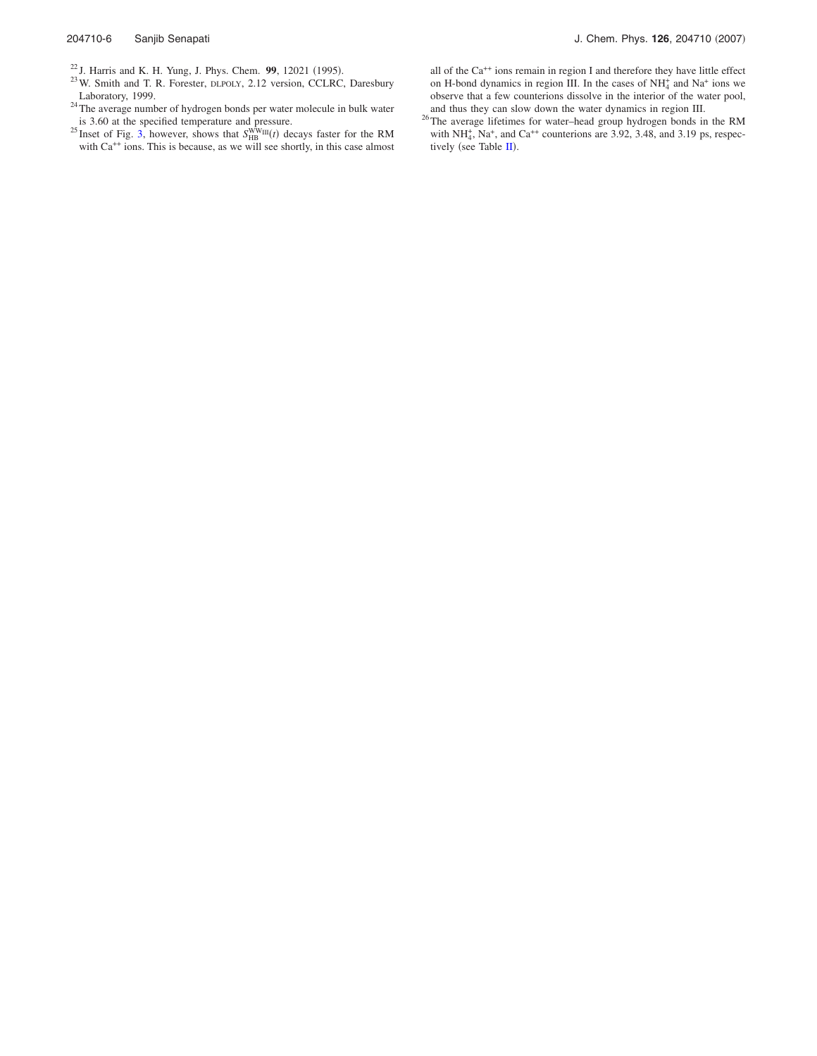[22] J. Harris and K. H. Yung, J. Phys. Chem. **99**, 12021 (1995).

[23] W. Smith and T. R. Forester, DLPOLY, 2.12 version, CCLRC, Daresbury Laboratory, 1999.

[24] The average number of hydrogen bonds per water molecule in bulk water is 3.60 at the specified temperature and pressure.

[25] Inset of Fig. 3, however, shows that $S_{\mathrm{HB}}^{\mathrm{WW}_{\mathrm{III}}}(t)$ decays faster for the RM with $Ca^{++}$ ions. This is because, as we will see shortly, in this case almost all of the $Ca^{++}$ ions remain in region I and therefore they have little effect on H-bond dynamics in region III. In the cases of $NH_4^+$ and $Na^+$ ions we observe that a few counterions dissolve in the interior of the water pool, and thus they can slow down the water dynamics in region III.

[26] The average lifetimes for water–head group hydrogen bonds in the RM with $NH_4^+$, $Na^+$, and $Ca^{++}$ counterions are 3.92, 3.48, and 3.19 ps, respectively (see Table II).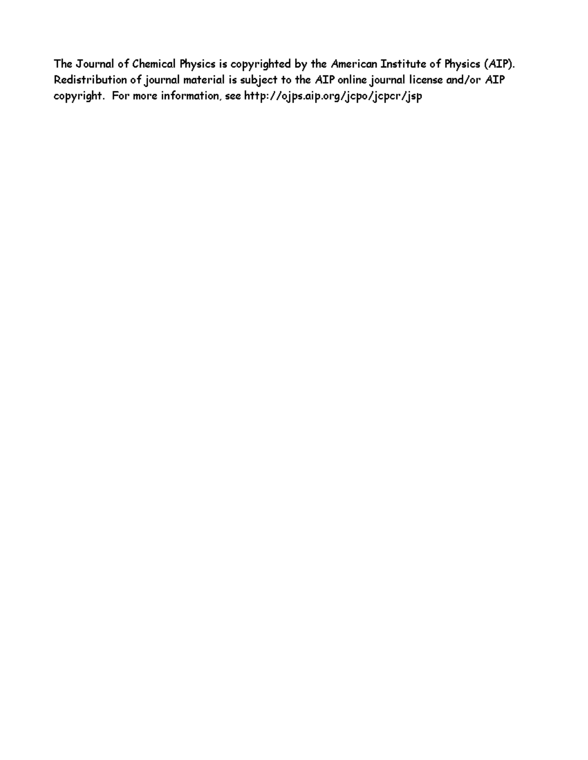The Journal of Chemical Physics is copyrighted by the American Institute of Physics (AIP). Redistribution of journal material is subject to the AIP online journal license and/or AIP copyright. For more information, see http://ojps.aip.org/jcpo/jcpcr/jsp